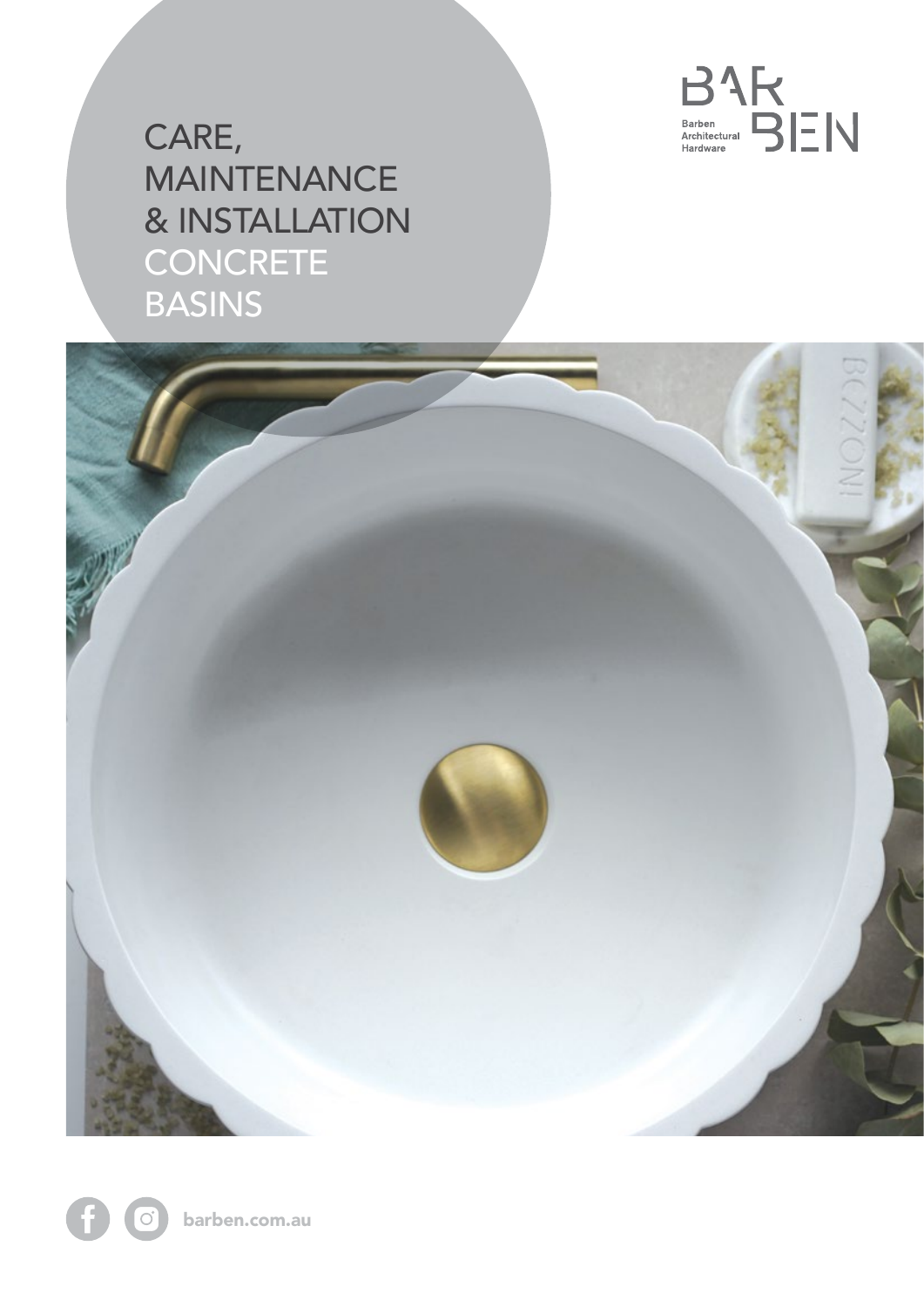# CARE, MAINTENANCE & INSTALLATION CONCRETE BASINS

BAR BEN

Barben Architectural Hardware

barben.com.au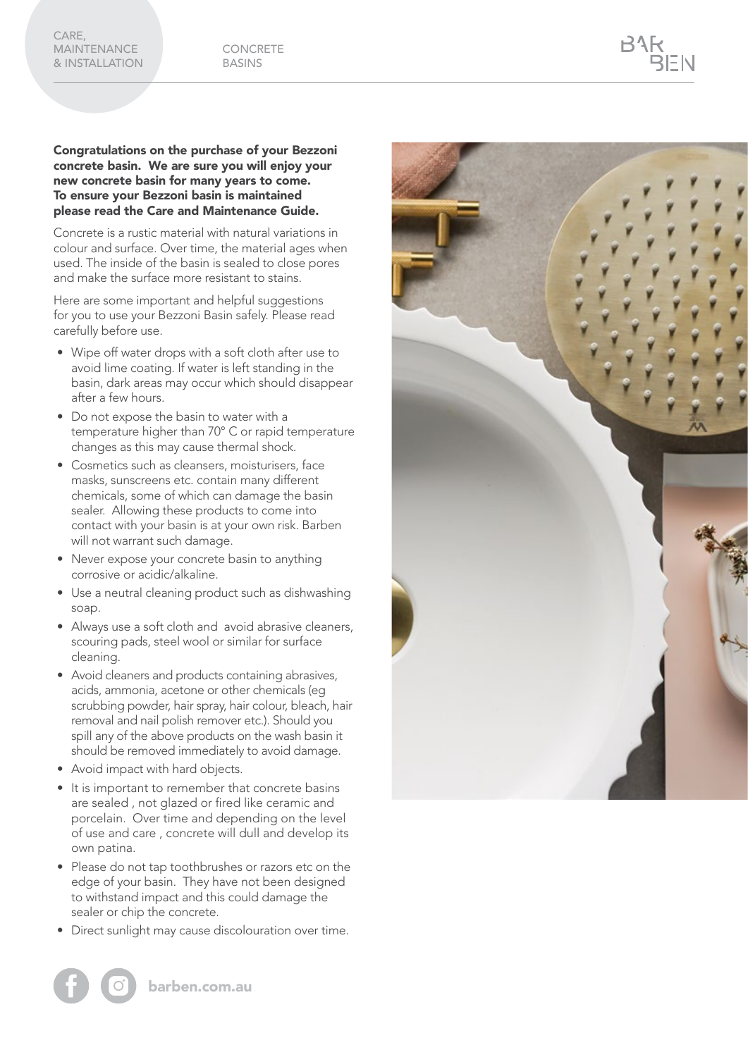**Congratulations on the purchase of your Bezzoni concrete basin. We are sure you will enjoy your new concrete basin for many years to come. To ensure your Bezzoni basin is maintained please read the Care and Maintenance Guide.**

Concrete is a rustic material with natural variations in colour and surface. Over time, the material ages when used. The inside of the basin is sealed to close pores and make the surface more resistant to stains.

Here are some important and helpful suggestions for you to use your Bezzoni Basin safely. Please read carefully before use.

- Wipe off water drops with a soft cloth after use to avoid lime coating. If water is left standing in the basin, dark areas may occur which should disappear after a few hours.
- Do not expose the basin to water with a temperature higher than 70° C or rapid temperature changes as this may cause thermal shock.
- Cosmetics such as cleansers, moisturisers, face masks, sunscreens etc. contain many different chemicals, some of which can damage the basin sealer. Allowing these products to come into contact with your basin is at your own risk. Barben will not warrant such damage.
- Never expose your concrete basin to anything corrosive or acidic/alkaline.
- Use a neutral cleaning product such as dishwashing soap.
- Always use a soft cloth and avoid abrasive cleaners, scouring pads, steel wool or similar for surface cleaning.
- Avoid cleaners and products containing abrasives, acids, ammonia, acetone or other chemicals (eg scrubbing powder, hair spray, hair colour, bleach, hair removal and nail polish remover etc.). Should you spill any of the above products on the wash basin it should be removed immediately to avoid damage.
- Avoid impact with hard objects.
- It is important to remember that concrete basins are sealed , not glazed or fired like ceramic and porcelain. Over time and depending on the level of use and care , concrete will dull and develop its own patina.
- Please do not tap toothbrushes or razors etc on the edge of your basin. They have not been designed to withstand impact and this could damage the sealer or chip the concrete.
- Direct sunlight may cause discolouration over time.

**barben.com.au**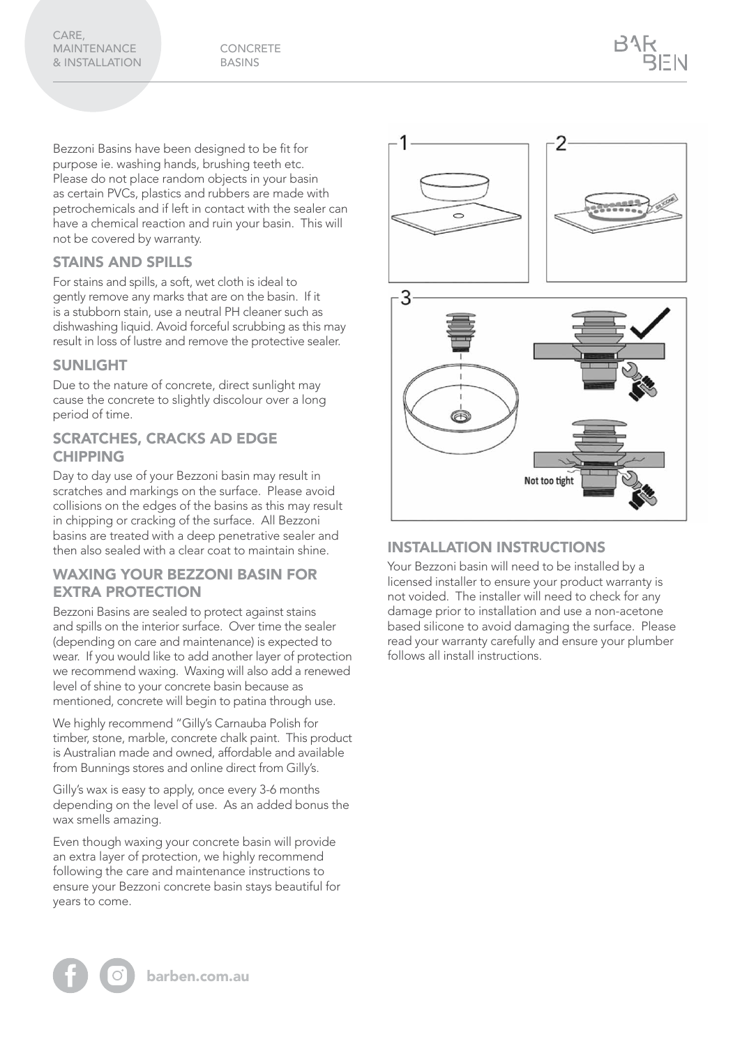Bezzoni Basins have been designed to be fit for purpose ie. washing hands, brushing teeth etc. Please do not place random objects in your basin as certain PVCs, plastics and rubbers are made with petrochemicals and if left in contact with the sealer can have a chemical reaction and ruin your basin. This will not be covered by warranty.

## STAINS AND SPILLS

For stains and spills, a soft, wet cloth is ideal to gently remove any marks that are on the basin. If it is a stubborn stain, use a neutral PH cleaner such as dishwashing liquid. Avoid forceful scrubbing as this may result in loss of lustre and remove the protective sealer.

## SUNLIGHT

Due to the nature of concrete, direct sunlight may cause the concrete to slightly discolour over a long period of time.

## SCRATCHES, CRACKS AD EDGE CHIPPING

Day to day use of your Bezzoni basin may result in scratches and markings on the surface. Please avoid collisions on the edges of the basins as this may result in chipping or cracking of the surface. All Bezzoni basins are treated with a deep penetrative sealer and then also sealed with a clear coat to maintain shine.

## WAXING YOUR BEZZONI BASIN FOR EXTRA PROTECTION

Bezzoni Basins are sealed to protect against stains and spills on the interior surface. Over time the sealer (depending on care and maintenance) is expected to wear. If you would like to add another layer of protection we recommend waxing. Waxing will also add a renewed level of shine to your concrete basin because as mentioned, concrete will begin to patina through use.

We highly recommend "Gilly's Carnauba Polish for timber, stone, marble, concrete chalk paint. This product is Australian made and owned, affordable and available from Bunnings stores and online direct from Gilly's.

Gilly's wax is easy to apply, once every 3-6 months depending on the level of use. As an added bonus the wax smells amazing.

Even though waxing your concrete basin will provide an extra layer of protection, we highly recommend following the care and maintenance instructions to ensure your Bezzoni concrete basin stays beautiful for years to come.

1

2

SILICONE

3

Not too tight

## INSTALLATION INSTRUCTIONS

Your Bezzoni basin will need to be installed by a licensed installer to ensure your product warranty is not voided. The installer will need to check for any damage prior to installation and use a non-acetone based silicone to avoid damaging the surface. Please read your warranty carefully and ensure your plumber follows all install instructions.

barben.com.au